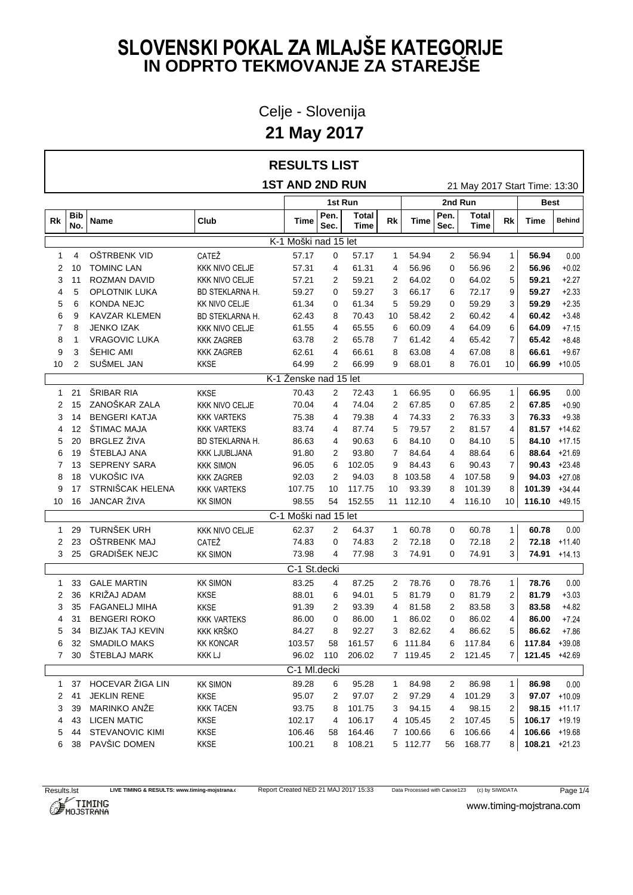# SLOVENSKI POKAL ZA MLAJŠE KATEGORIJE
## IN ODPRTO TEKMOVANJE ZA STAREJŠE

Celje - Slovenija

**21 May 2017**

### RESULTS LIST

**1ST AND 2ND RUN** — 21 May 2017 Start Time: 13:30

| | | | | 1st Run | | | | 2nd Run | | | | Best | |
|---|---|---|---|---|---|---|---|---|---|---|---|---|---|
| Rk | Bib No. | Name | Club | Time | Pen. Sec. | Total Time | Rk | Time | Pen. Sec. | Total Time | Rk | Time | Behind |
| | | | | K-1 Moški nad 15 let | | | | | | | | | |
| 1 | 4 | OŠTRBENK VID | CATEŽ | 57.17 | 0 | 57.17 | 1 | 54.94 | 2 | 56.94 | 1 | **56.94** | 0.00 |
| 2 | 10 | TOMINC LAN | KKK NIVO CELJE | 57.31 | 4 | 61.31 | 4 | 56.96 | 0 | 56.96 | 2 | **56.96** | +0.02 |
| 3 | 11 | ROZMAN DAVID | KKK NIVO CELJE | 57.21 | 2 | 59.21 | 2 | 64.02 | 0 | 64.02 | 5 | **59.21** | +2.27 |
| 4 | 5 | OPLOTNIK LUKA | BD STEKLARNA H. | 59.27 | 0 | 59.27 | 3 | 66.17 | 6 | 72.17 | 9 | **59.27** | +2.33 |
| 5 | 6 | KONDA NEJC | KK NIVO CELJE | 61.34 | 0 | 61.34 | 5 | 59.29 | 0 | 59.29 | 3 | **59.29** | +2.35 |
| 6 | 9 | KAVZAR KLEMEN | BD STEKLARNA H. | 62.43 | 8 | 70.43 | 10 | 58.42 | 2 | 60.42 | 4 | **60.42** | +3.48 |
| 7 | 8 | JENKO IZAK | KKK NIVO CELJE | 61.55 | 4 | 65.55 | 6 | 60.09 | 4 | 64.09 | 6 | **64.09** | +7.15 |
| 8 | 1 | VRAGOVIC LUKA | KKK ZAGREB | 63.78 | 2 | 65.78 | 7 | 61.42 | 4 | 65.42 | 7 | **65.42** | +8.48 |
| 9 | 3 | ŠEHIC AMI | KKK ZAGREB | 62.61 | 4 | 66.61 | 8 | 63.08 | 4 | 67.08 | 8 | **66.61** | +9.67 |
| 10 | 2 | SUŠMEL JAN | KKSE | 64.99 | 2 | 66.99 | 9 | 68.01 | 8 | 76.01 | 10 | **66.99** | +10.05 |
| | | | | K-1 Ženske nad 15 let | | | | | | | | | |
| 1 | 21 | ŠRIBAR RIA | KKSE | 70.43 | 2 | 72.43 | 1 | 66.95 | 0 | 66.95 | 1 | **66.95** | 0.00 |
| 2 | 15 | ZANOŠKAR ZALA | KKK NIVO CELJE | 70.04 | 4 | 74.04 | 2 | 67.85 | 0 | 67.85 | 2 | **67.85** | +0.90 |
| 3 | 14 | BENGERI KATJA | KKK VARTEKS | 75.38 | 4 | 79.38 | 4 | 74.33 | 2 | 76.33 | 3 | **76.33** | +9.38 |
| 4 | 12 | ŠTIMAC MAJA | KKK VARTEKS | 83.74 | 4 | 87.74 | 5 | 79.57 | 2 | 81.57 | 4 | **81.57** | +14.62 |
| 5 | 20 | BRGLEZ ŽIVA | BD STEKLARNA H. | 86.63 | 4 | 90.63 | 6 | 84.10 | 0 | 84.10 | 5 | **84.10** | +17.15 |
| 6 | 19 | ŠTEBLAJ ANA | KKK LJUBLJANA | 91.80 | 2 | 93.80 | 7 | 84.64 | 4 | 88.64 | 6 | **88.64** | +21.69 |
| 7 | 13 | SEPRENY SARA | KKK SIMON | 96.05 | 6 | 102.05 | 9 | 84.43 | 6 | 90.43 | 7 | **90.43** | +23.48 |
| 8 | 18 | VUKOŠIC IVA | KKK ZAGREB | 92.03 | 2 | 94.03 | 8 | 103.58 | 4 | 107.58 | 9 | **94.03** | +27.08 |
| 9 | 17 | STRNIŠCAK HELENA | KKK VARTEKS | 107.75 | 10 | 117.75 | 10 | 93.39 | 8 | 101.39 | 8 | **101.39** | +34.44 |
| 10 | 16 | JANCAR ŽIVA | KK SIMON | 98.55 | 54 | 152.55 | 11 | 112.10 | 4 | 116.10 | 10 | **116.10** | +49.15 |
| | | | | C-1 Moški nad 15 let | | | | | | | | | |
| 1 | 29 | TURNŠEK URH | KKK NIVO CELJE | 62.37 | 2 | 64.37 | 1 | 60.78 | 0 | 60.78 | 1 | **60.78** | 0.00 |
| 2 | 23 | OŠTRBENK MAJ | CATEŽ | 74.83 | 0 | 74.83 | 2 | 72.18 | 0 | 72.18 | 2 | **72.18** | +11.40 |
| 3 | 25 | GRADIŠEK NEJC | KK SIMON | 73.98 | 4 | 77.98 | 3 | 74.91 | 0 | 74.91 | 3 | **74.91** | +14.13 |
| | | | | C-1 St.decki | | | | | | | | | |
| 1 | 33 | GALE MARTIN | KK SIMON | 83.25 | 4 | 87.25 | 2 | 78.76 | 0 | 78.76 | 1 | **78.76** | 0.00 |
| 2 | 36 | KRIŽAJ ADAM | KKSE | 88.01 | 6 | 94.01 | 5 | 81.79 | 0 | 81.79 | 2 | **81.79** | +3.03 |
| 3 | 35 | FAGANELJ MIHA | KKSE | 91.39 | 2 | 93.39 | 4 | 81.58 | 2 | 83.58 | 3 | **83.58** | +4.82 |
| 4 | 31 | BENGERI ROKO | KKK VARTEKS | 86.00 | 0 | 86.00 | 1 | 86.02 | 0 | 86.02 | 4 | **86.00** | +7.24 |
| 5 | 34 | BIZJAK TAJ KEVIN | KKK KRŠKO | 84.27 | 8 | 92.27 | 3 | 82.62 | 4 | 86.62 | 5 | **86.62** | +7.86 |
| 6 | 32 | SMADILO MAKS | KK KONCAR | 103.57 | 58 | 161.57 | 6 | 111.84 | 6 | 117.84 | 6 | **117.84** | +39.08 |
| 7 | 30 | ŠTEBLAJ MARK | KKK LJ | 96.02 | 110 | 206.02 | 7 | 119.45 | 2 | 121.45 | 7 | **121.45** | +42.69 |
| | | | | C-1 Ml.decki | | | | | | | | | |
| 1 | 37 | HOCEVAR ŽIGA LIN | KK SIMON | 89.28 | 6 | 95.28 | 1 | 84.98 | 2 | 86.98 | 1 | **86.98** | 0.00 |
| 2 | 41 | JEKLIN RENE | KKSE | 95.07 | 2 | 97.07 | 2 | 97.29 | 4 | 101.29 | 3 | **97.07** | +10.09 |
| 3 | 39 | MARINKO ANŽE | KKK TACEN | 93.75 | 8 | 101.75 | 3 | 94.15 | 4 | 98.15 | 2 | **98.15** | +11.17 |
| 4 | 43 | LICEN MATIC | KKSE | 102.17 | 4 | 106.17 | 4 | 105.45 | 2 | 107.45 | 5 | **106.17** | +19.19 |
| 5 | 44 | STEVANOVIC KIMI | KKSE | 106.46 | 58 | 164.46 | 7 | 100.66 | 6 | 106.66 | 4 | **106.66** | +19.68 |
| 6 | 38 | PAVŠIC DOMEN | KKSE | 100.21 | 8 | 108.21 | 5 | 112.77 | 56 | 168.77 | 8 | **108.21** | +21.23 |

Results.lst — LIVE TIMING & RESULTS: www.timing-mojstrana.com — Report Created NED 21 MAJ 2017 15:33 — Data Processed with Canoe123 (c) by SIWIDATA

www.timing-mojstrana.com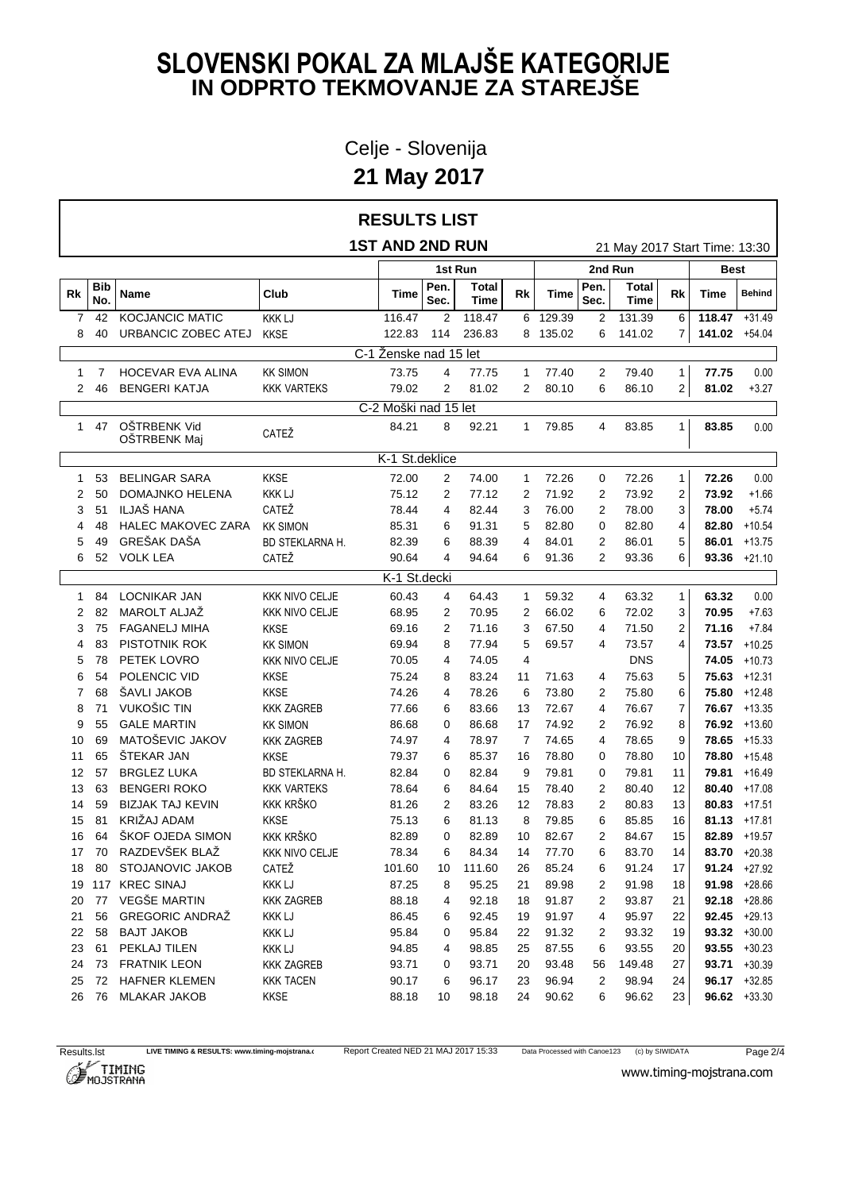# SLOVENSKI POKAL ZA MLAJŠE KATEGORIJE
## IN ODPRTO TEKMOVANJE ZA STAREJŠE

Celje - Slovenija

**21 May 2017**

## RESULTS LIST

### 1ST AND 2ND RUN

21 May 2017 Start Time: 13:30

| Rk | Bib No. | Name | Club | 1st Run Time | 1st Run Pen. Sec. | 1st Run Total Time | 1st Run Rk | 2nd Run Time | 2nd Run Pen. Sec. | 2nd Run Total Time | 2nd Run Rk | Best Time | Best Behind |
|---|---|---|---|---|---|---|---|---|---|---|---|---|---|
| 7 | 42 | KOCJANCIC MATIC | KKK LJ | 116.47 | 2 | 118.47 | 6 | 129.39 | 2 | 131.39 | 6 | **118.47** | +31.49 |
| 8 | 40 | URBANCIC ZOBEC ATEJ | KKSE | 122.83 | 114 | 236.83 | 8 | 135.02 | 6 | 141.02 | 7 | **141.02** | +54.04 |
| | | | **C-1 Ženske nad 15 let** | | | | | | | | | | |
| 1 | 7 | HOCEVAR EVA ALINA | KK SIMON | 73.75 | 4 | 77.75 | 1 | 77.40 | 2 | 79.40 | 1 | **77.75** | 0.00 |
| 2 | 46 | BENGERI KATJA | KKK VARTEKS | 79.02 | 2 | 81.02 | 2 | 80.10 | 6 | 86.10 | 2 | **81.02** | +3.27 |
| | | | **C-2 Moški nad 15 let** | | | | | | | | | | |
| 1 | 47 | OŠTRBENK Vid OŠTRBENK Maj | CATEŽ | 84.21 | 8 | 92.21 | 1 | 79.85 | 4 | 83.85 | 1 | **83.85** | 0.00 |
| | | | **K-1 St.deklice** | | | | | | | | | | |
| 1 | 53 | BELINGAR SARA | KKSE | 72.00 | 2 | 74.00 | 1 | 72.26 | 0 | 72.26 | 1 | **72.26** | 0.00 |
| 2 | 50 | DOMAJNKO HELENA | KKK LJ | 75.12 | 2 | 77.12 | 2 | 71.92 | 2 | 73.92 | 2 | **73.92** | +1.66 |
| 3 | 51 | ILJAŠ HANA | CATEŽ | 78.44 | 4 | 82.44 | 3 | 76.00 | 2 | 78.00 | 3 | **78.00** | +5.74 |
| 4 | 48 | HALEC MAKOVEC ZARA | KK SIMON | 85.31 | 6 | 91.31 | 5 | 82.80 | 0 | 82.80 | 4 | **82.80** | +10.54 |
| 5 | 49 | GREŠAK DAŠA | BD STEKLARNA H. | 82.39 | 6 | 88.39 | 4 | 84.01 | 2 | 86.01 | 5 | **86.01** | +13.75 |
| 6 | 52 | VOLK LEA | CATEŽ | 90.64 | 4 | 94.64 | 6 | 91.36 | 2 | 93.36 | 6 | **93.36** | +21.10 |
| | | | **K-1 St.decki** | | | | | | | | | | |
| 1 | 84 | LOCNIKAR JAN | KKK NIVO CELJE | 60.43 | 4 | 64.43 | 1 | 59.32 | 4 | 63.32 | 1 | **63.32** | 0.00 |
| 2 | 82 | MAROLT ALJAŽ | KKK NIVO CELJE | 68.95 | 2 | 70.95 | 2 | 66.02 | 6 | 72.02 | 3 | **70.95** | +7.63 |
| 3 | 75 | FAGANELJ MIHA | KKSE | 69.16 | 2 | 71.16 | 3 | 67.50 | 4 | 71.50 | 2 | **71.16** | +7.84 |
| 4 | 83 | PISTOTNIK ROK | KK SIMON | 69.94 | 8 | 77.94 | 5 | 69.57 | 4 | 73.57 | 4 | **73.57** | +10.25 |
| 5 | 78 | PETEK LOVRO | KKK NIVO CELJE | 70.05 | 4 | 74.05 | 4 | | | DNS | | **74.05** | +10.73 |
| 6 | 54 | POLENCIC VID | KKSE | 75.24 | 8 | 83.24 | 11 | 71.63 | 4 | 75.63 | 5 | **75.63** | +12.31 |
| 7 | 68 | ŠAVLI JAKOB | KKSE | 74.26 | 4 | 78.26 | 6 | 73.80 | 2 | 75.80 | 6 | **75.80** | +12.48 |
| 8 | 71 | VUKOŠIC TIN | KKK ZAGREB | 77.66 | 6 | 83.66 | 13 | 72.67 | 4 | 76.67 | 7 | **76.67** | +13.35 |
| 9 | 55 | GALE MARTIN | KK SIMON | 86.68 | 0 | 86.68 | 17 | 74.92 | 2 | 76.92 | 8 | **76.92** | +13.60 |
| 10 | 69 | MATOŠEVIC JAKOV | KKK ZAGREB | 74.97 | 4 | 78.97 | 7 | 74.65 | 4 | 78.65 | 9 | **78.65** | +15.33 |
| 11 | 65 | ŠTEKAR JAN | KKSE | 79.37 | 6 | 85.37 | 16 | 78.80 | 0 | 78.80 | 10 | **78.80** | +15.48 |
| 12 | 57 | BRGLEZ LUKA | BD STEKLARNA H. | 82.84 | 0 | 82.84 | 9 | 79.81 | 0 | 79.81 | 11 | **79.81** | +16.49 |
| 13 | 63 | BENGERI ROKO | KKK VARTEKS | 78.64 | 6 | 84.64 | 15 | 78.40 | 2 | 80.40 | 12 | **80.40** | +17.08 |
| 14 | 59 | BIZJAK TAJ KEVIN | KKK KRŠKO | 81.26 | 2 | 83.26 | 12 | 78.83 | 2 | 80.83 | 13 | **80.83** | +17.51 |
| 15 | 81 | KRIŽAJ ADAM | KKSE | 75.13 | 6 | 81.13 | 8 | 79.85 | 6 | 85.85 | 16 | **81.13** | +17.81 |
| 16 | 64 | ŠKOF OJEDA SIMON | KKK KRŠKO | 82.89 | 0 | 82.89 | 10 | 82.67 | 2 | 84.67 | 15 | **82.89** | +19.57 |
| 17 | 70 | RAZDEVŠEK BLAŽ | KKK NIVO CELJE | 78.34 | 6 | 84.34 | 14 | 77.70 | 6 | 83.70 | 14 | **83.70** | +20.38 |
| 18 | 80 | STOJANOVIC JAKOB | CATEŽ | 101.60 | 10 | 111.60 | 26 | 85.24 | 6 | 91.24 | 17 | **91.24** | +27.92 |
| 19 | 117 | KREC SINAJ | KKK LJ | 87.25 | 8 | 95.25 | 21 | 89.98 | 2 | 91.98 | 18 | **91.98** | +28.66 |
| 20 | 77 | VEGŠE MARTIN | KKK ZAGREB | 88.18 | 4 | 92.18 | 18 | 91.87 | 2 | 93.87 | 21 | **92.18** | +28.86 |
| 21 | 56 | GREGORIC ANDRAŽ | KKK LJ | 86.45 | 6 | 92.45 | 19 | 91.97 | 4 | 95.97 | 22 | **92.45** | +29.13 |
| 22 | 58 | BAJT JAKOB | KKK LJ | 95.84 | 0 | 95.84 | 22 | 91.32 | 2 | 93.32 | 19 | **93.32** | +30.00 |
| 23 | 61 | PEKLAJ TILEN | KKK LJ | 94.85 | 4 | 98.85 | 25 | 87.55 | 6 | 93.55 | 20 | **93.55** | +30.23 |
| 24 | 73 | FRATNIK LEON | KKK ZAGREB | 93.71 | 0 | 93.71 | 20 | 93.48 | 56 | 149.48 | 27 | **93.71** | +30.39 |
| 25 | 72 | HAFNER KLEMEN | KKK TACEN | 90.17 | 6 | 96.17 | 23 | 96.94 | 2 | 98.94 | 24 | **96.17** | +32.85 |
| 26 | 76 | MLAKAR JAKOB | KKSE | 88.18 | 10 | 98.18 | 24 | 90.62 | 6 | 96.62 | 23 | **96.62** | +33.30 |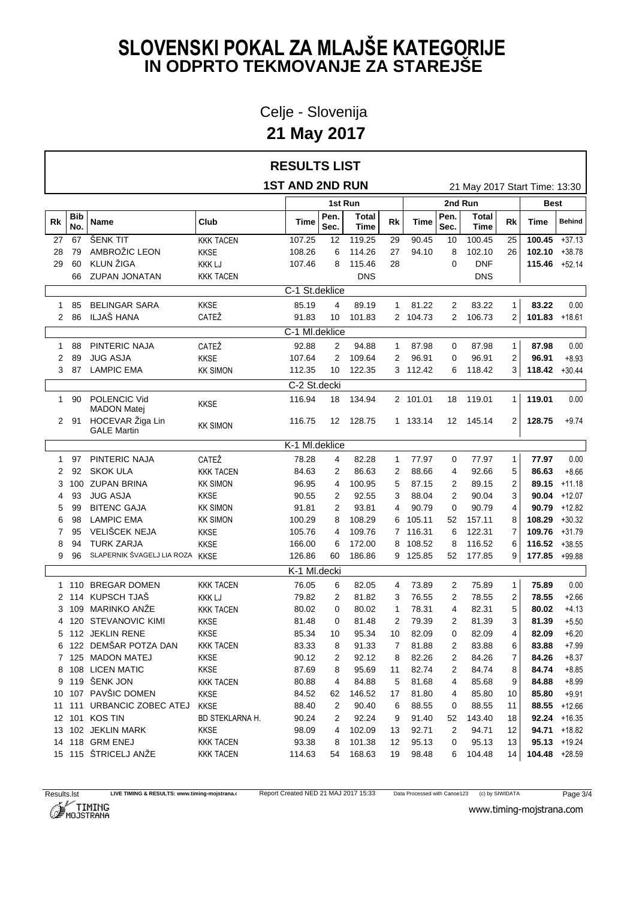# SLOVENSKI POKAL ZA MLAJŠE KATEGORIJE
## IN ODPRTO TEKMOVANJE ZA STAREJŠE

Celje - Slovenija

**21 May 2017**

## RESULTS LIST

**1ST AND 2ND RUN** — 21 May 2017 Start Time: 13:30

| Rk | Bib No. | Name | Club | 1st Run Time | 1st Run Pen. Sec. | 1st Run Total Time | 1st Run Rk | 2nd Run Time | 2nd Run Pen. Sec. | 2nd Run Total Time | 2nd Run Rk | Best Time | Behind |
|---|---|---|---|---|---|---|---|---|---|---|---|---|---|
| 27 | 67 | ŠENK TIT | KKK TACEN | 107.25 | 12 | 119.25 | 29 | 90.45 | 10 | 100.45 | 25 | **100.45** | +37.13 |
| 28 | 79 | AMBROŽIC LEON | KKSE | 108.26 | 6 | 114.26 | 27 | 94.10 | 8 | 102.10 | 26 | **102.10** | +38.78 |
| 29 | 60 | KLUN ŽIGA | KKK LJ | 107.46 | 8 | 115.46 | 28 | | 0 | DNF | | **115.46** | +52.14 |
| | 66 | ZUPAN JONATAN | KKK TACEN | | | DNS | | | | DNS | | | |
| | | **C-1 St.deklice** | | | | | | | | | | | |
| 1 | 85 | BELINGAR SARA | KKSE | 85.19 | 4 | 89.19 | 1 | 81.22 | 2 | 83.22 | 1 | **83.22** | 0.00 |
| 2 | 86 | ILJAŠ HANA | CATEŽ | 91.83 | 10 | 101.83 | 2 | 104.73 | 2 | 106.73 | 2 | **101.83** | +18.61 |
| | | **C-1 Ml.deklice** | | | | | | | | | | | |
| 1 | 88 | PINTERIC NAJA | CATEŽ | 92.88 | 2 | 94.88 | 1 | 87.98 | 0 | 87.98 | 1 | **87.98** | 0.00 |
| 2 | 89 | JUG ASJA | KKSE | 107.64 | 2 | 109.64 | 2 | 96.91 | 0 | 96.91 | 2 | **96.91** | +8.93 |
| 3 | 87 | LAMPIC EMA | KK SIMON | 112.35 | 10 | 122.35 | 3 | 112.42 | 6 | 118.42 | 3 | **118.42** | +30.44 |
| | | **C-2 St.decki** | | | | | | | | | | | |
| 1 | 90 | POLENCIC Vid / MADON Matej | KKSE | 116.94 | 18 | 134.94 | 2 | 101.01 | 18 | 119.01 | 1 | **119.01** | 0.00 |
| 2 | 91 | HOCEVAR Žiga Lin / GALE Martin | KK SIMON | 116.75 | 12 | 128.75 | 1 | 133.14 | 12 | 145.14 | 2 | **128.75** | +9.74 |
| | | **K-1 Ml.deklice** | | | | | | | | | | | |
| 1 | 97 | PINTERIC NAJA | CATEŽ | 78.28 | 4 | 82.28 | 1 | 77.97 | 0 | 77.97 | 1 | **77.97** | 0.00 |
| 2 | 92 | SKOK ULA | KKK TACEN | 84.63 | 2 | 86.63 | 2 | 88.66 | 4 | 92.66 | 5 | **86.63** | +8.66 |
| 3 | 100 | ZUPAN BRINA | KK SIMON | 96.95 | 4 | 100.95 | 5 | 87.15 | 2 | 89.15 | 2 | **89.15** | +11.18 |
| 4 | 93 | JUG ASJA | KKSE | 90.55 | 2 | 92.55 | 3 | 88.04 | 2 | 90.04 | 3 | **90.04** | +12.07 |
| 5 | 99 | BITENC GAJA | KK SIMON | 91.81 | 2 | 93.81 | 4 | 90.79 | 0 | 90.79 | 4 | **90.79** | +12.82 |
| 6 | 98 | LAMPIC EMA | KK SIMON | 100.29 | 8 | 108.29 | 6 | 105.11 | 52 | 157.11 | 8 | **108.29** | +30.32 |
| 7 | 95 | VELIŠCEK NEJA | KKSE | 105.76 | 4 | 109.76 | 7 | 116.31 | 6 | 122.31 | 7 | **109.76** | +31.79 |
| 8 | 94 | TURK ZARJA | KKSE | 166.00 | 6 | 172.00 | 8 | 108.52 | 8 | 116.52 | 6 | **116.52** | +38.55 |
| 9 | 96 | SLAPERNIK ŠVAGELJ LIA ROZA | KKSE | 126.86 | 60 | 186.86 | 9 | 125.85 | 52 | 177.85 | 9 | **177.85** | +99.88 |
| | | **K-1 Ml.decki** | | | | | | | | | | | |
| 1 | 110 | BREGAR DOMEN | KKK TACEN | 76.05 | 6 | 82.05 | 4 | 73.89 | 2 | 75.89 | 1 | **75.89** | 0.00 |
| 2 | 114 | KUPSCH TJAŠ | KKK LJ | 79.82 | 2 | 81.82 | 3 | 76.55 | 2 | 78.55 | 2 | **78.55** | +2.66 |
| 3 | 109 | MARINKO ANŽE | KKK TACEN | 80.02 | 0 | 80.02 | 1 | 78.31 | 4 | 82.31 | 5 | **80.02** | +4.13 |
| 4 | 120 | STEVANOVIC KIMI | KKSE | 81.48 | 0 | 81.48 | 2 | 79.39 | 2 | 81.39 | 3 | **81.39** | +5.50 |
| 5 | 112 | JEKLIN RENE | KKSE | 85.34 | 10 | 95.34 | 10 | 82.09 | 0 | 82.09 | 4 | **82.09** | +6.20 |
| 6 | 122 | DEMŠAR POTZA DAN | KKK TACEN | 83.33 | 8 | 91.33 | 7 | 81.88 | 2 | 83.88 | 6 | **83.88** | +7.99 |
| 7 | 125 | MADON MATEJ | KKSE | 90.12 | 2 | 92.12 | 8 | 82.26 | 2 | 84.26 | 7 | **84.26** | +8.37 |
| 8 | 108 | LICEN MATIC | KKSE | 87.69 | 8 | 95.69 | 11 | 82.74 | 2 | 84.74 | 8 | **84.74** | +8.85 |
| 9 | 119 | ŠENK JON | KKK TACEN | 80.88 | 4 | 84.88 | 5 | 81.68 | 4 | 85.68 | 9 | **84.88** | +8.99 |
| 10 | 107 | PAVŠIC DOMEN | KKSE | 84.52 | 62 | 146.52 | 17 | 81.80 | 4 | 85.80 | 10 | **85.80** | +9.91 |
| 11 | 111 | URBANCIC ZOBEC ATEJ | KKSE | 88.40 | 2 | 90.40 | 6 | 88.55 | 0 | 88.55 | 11 | **88.55** | +12.66 |
| 12 | 101 | KOS TIN | BD STEKLARNA H. | 90.24 | 2 | 92.24 | 9 | 91.40 | 52 | 143.40 | 18 | **92.24** | +16.35 |
| 13 | 102 | JEKLIN MARK | KKSE | 98.09 | 4 | 102.09 | 13 | 92.71 | 2 | 94.71 | 12 | **94.71** | +18.82 |
| 14 | 118 | GRM ENEJ | KKK TACEN | 93.38 | 8 | 101.38 | 12 | 95.13 | 0 | 95.13 | 13 | **95.13** | +19.24 |
| 15 | 115 | ŠTRICELJ ANŽE | KKK TACEN | 114.63 | 54 | 168.63 | 19 | 98.48 | 6 | 104.48 | 14 | **104.48** | +28.59 |

Results.lst LIVE TIMING & RESULTS: www.timing-mojstrana.com Report Created NED 21 MAJ 2017 15:33 Data Processed with Canoe123 (c) by SIWIDATA

www.timing-mojstrana.com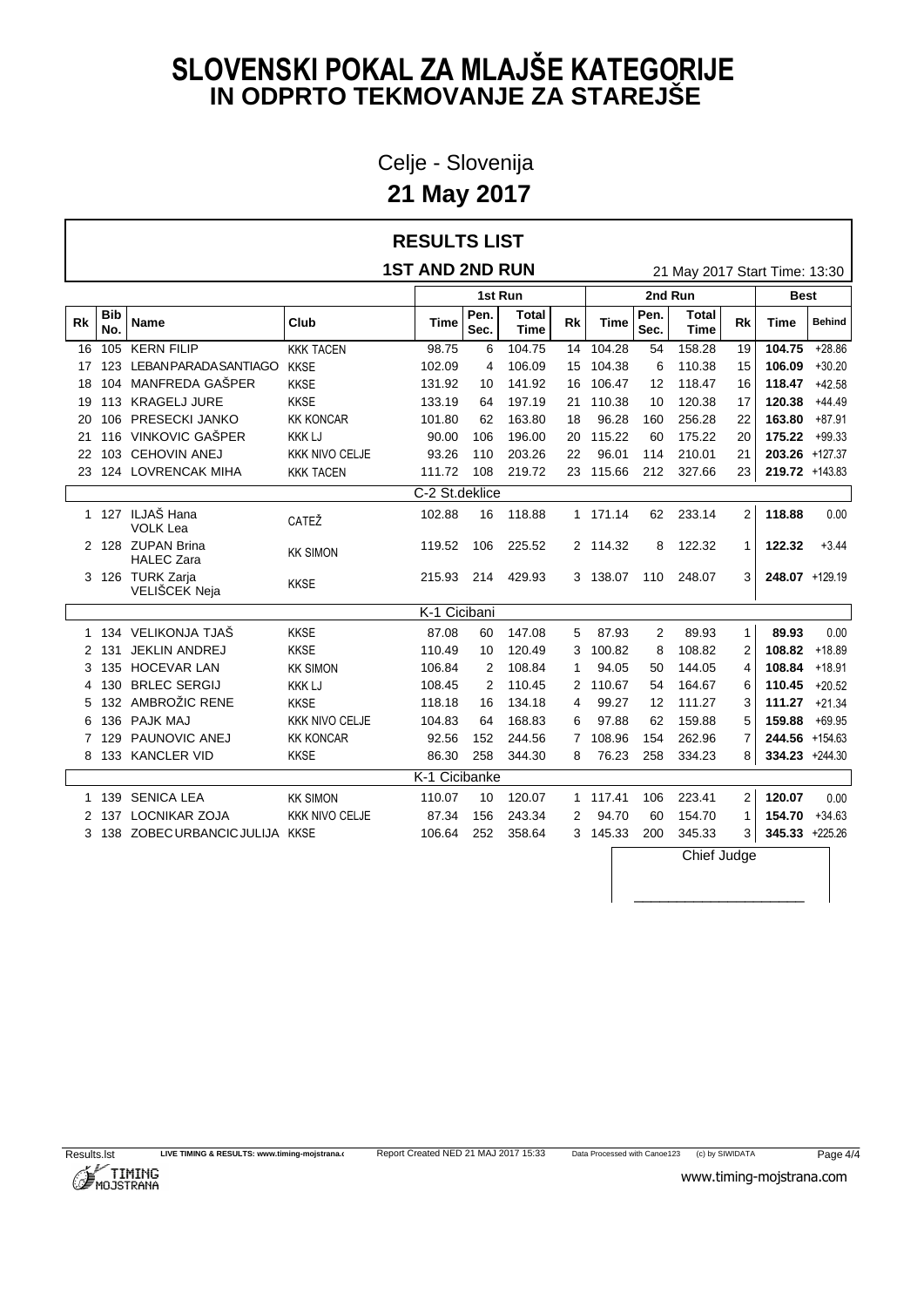# SLOVENSKI POKAL ZA MLAJŠE KATEGORIJE
## IN ODPRTO TEKMOVANJE ZA STAREJŠE

Celje - Slovenija

**21 May 2017**

## RESULTS LIST

**1ST AND 2ND RUN** — 21 May 2017 Start Time: 13:30

| | | | | 1st Run | | | | 2nd Run | | | | Best | |
|---|---|---|---|---|---|---|---|---|---|---|---|---|---|
| Rk | Bib No. | Name | Club | Time | Pen. Sec. | Total Time | Rk | Time | Pen. Sec. | Total Time | Rk | Time | Behind |
| 16 | 105 | KERN FILIP | KKK TACEN | 98.75 | 6 | 104.75 | 14 | 104.28 | 54 | 158.28 | 19 | **104.75** | +28.86 |
| 17 | 123 | LEBANPARADASANTIAGO | KKSE | 102.09 | 4 | 106.09 | 15 | 104.38 | 6 | 110.38 | 15 | **106.09** | +30.20 |
| 18 | 104 | MANFREDA GAŠPER | KKSE | 131.92 | 10 | 141.92 | 16 | 106.47 | 12 | 118.47 | 16 | **118.47** | +42.58 |
| 19 | 113 | KRAGELJ JURE | KKSE | 133.19 | 64 | 197.19 | 21 | 110.38 | 10 | 120.38 | 17 | **120.38** | +44.49 |
| 20 | 106 | PRESECKI JANKO | KK KONCAR | 101.80 | 62 | 163.80 | 18 | 96.28 | 160 | 256.28 | 22 | **163.80** | +87.91 |
| 21 | 116 | VINKOVIC GAŠPER | KKK LJ | 90.00 | 106 | 196.00 | 20 | 115.22 | 60 | 175.22 | 20 | **175.22** | +99.33 |
| 22 | 103 | CEHOVIN ANEJ | KKK NIVO CELJE | 93.26 | 110 | 203.26 | 22 | 96.01 | 114 | 210.01 | 21 | **203.26** | +127.37 |
| 23 | 124 | LOVRENCAK MIHA | KKK TACEN | 111.72 | 108 | 219.72 | 23 | 115.66 | 212 | 327.66 | 23 | **219.72** | +143.83 |
| | | | | **C-2 St.deklice** | | | | | | | | | |
| 1 | 127 | ILJAŠ Hana / VOLK Lea | CATEŽ | 102.88 | 16 | 118.88 | 1 | 171.14 | 62 | 233.14 | 2 | **118.88** | 0.00 |
| 2 | 128 | ZUPAN Brina / HALEC Zara | KK SIMON | 119.52 | 106 | 225.52 | 2 | 114.32 | 8 | 122.32 | 1 | **122.32** | +3.44 |
| 3 | 126 | TURK Zarja / VELIŠCEK Neja | KKSE | 215.93 | 214 | 429.93 | 3 | 138.07 | 110 | 248.07 | 3 | **248.07** | +129.19 |
| | | | | **K-1 Cicibani** | | | | | | | | | |
| 1 | 134 | VELIKONJA TJAŠ | KKSE | 87.08 | 60 | 147.08 | 5 | 87.93 | 2 | 89.93 | 1 | **89.93** | 0.00 |
| 2 | 131 | JEKLIN ANDREJ | KKSE | 110.49 | 10 | 120.49 | 3 | 100.82 | 8 | 108.82 | 2 | **108.82** | +18.89 |
| 3 | 135 | HOCEVAR LAN | KK SIMON | 106.84 | 2 | 108.84 | 1 | 94.05 | 50 | 144.05 | 4 | **108.84** | +18.91 |
| 4 | 130 | BRLEC SERGIJ | KKK LJ | 108.45 | 2 | 110.45 | 2 | 110.67 | 54 | 164.67 | 6 | **110.45** | +20.52 |
| 5 | 132 | AMBROŽIC RENE | KKSE | 118.18 | 16 | 134.18 | 4 | 99.27 | 12 | 111.27 | 3 | **111.27** | +21.34 |
| 6 | 136 | PAJK MAJ | KKK NIVO CELJE | 104.83 | 64 | 168.83 | 6 | 97.88 | 62 | 159.88 | 5 | **159.88** | +69.95 |
| 7 | 129 | PAUNOVIC ANEJ | KK KONCAR | 92.56 | 152 | 244.56 | 7 | 108.96 | 154 | 262.96 | 7 | **244.56** | +154.63 |
| 8 | 133 | KANCLER VID | KKSE | 86.30 | 258 | 344.30 | 8 | 76.23 | 258 | 334.23 | 8 | **334.23** | +244.30 |
| | | | | **K-1 Cicibanke** | | | | | | | | | |
| 1 | 139 | SENICA LEA | KK SIMON | 110.07 | 10 | 120.07 | 1 | 117.41 | 106 | 223.41 | 2 | **120.07** | 0.00 |
| 2 | 137 | LOCNIKAR ZOJA | KKK NIVO CELJE | 87.34 | 156 | 243.34 | 2 | 94.70 | 60 | 154.70 | 1 | **154.70** | +34.63 |
| 3 | 138 | ZOBECURBANCICJULIJA | KKSE | 106.64 | 252 | 358.64 | 3 | 145.33 | 200 | 345.33 | 3 | **345.33** | +225.26 |

Chief Judge

______________________

Results.lst LIVE TIMING & RESULTS: www.timing-mojstrana.com Report Created NED 21 MAJ 2017 15:33 Data Processed with Canoe123 (c) by SIWIDATA

TIMING MOJSTRANA www.timing-mojstrana.com